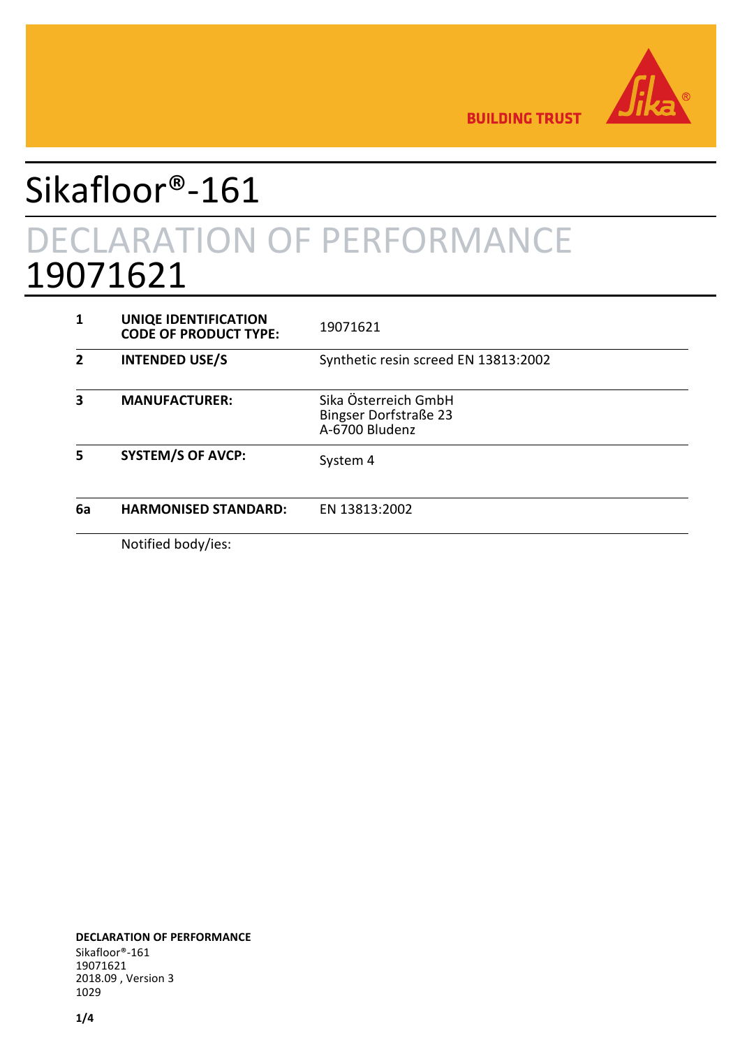BUILDING TRUST

# Sikafloor®-161

## DECLARATION OF PERFORMANCE
## 19071621

| | | |
|---|---|---|
| **1** | **UNIQE IDENTIFICATION CODE OF PRODUCT TYPE:** | 19071621 |
| **2** | **INTENDED USE/S** | Synthetic resin screed EN 13813:2002 |
| **3** | **MANUFACTURER:** | Sika Österreich GmbH<br>Bingser Dorfstraße 23<br>A-6700 Bludenz |
| **5** | **SYSTEM/S OF AVCP:** | System 4 |
| **6a** | **HARMONISED STANDARD:** | EN 13813:2002 |

Notified body/ies:

**DECLARATION OF PERFORMANCE**
Sikafloor®-161
19071621
2018.09 , Version 3
1029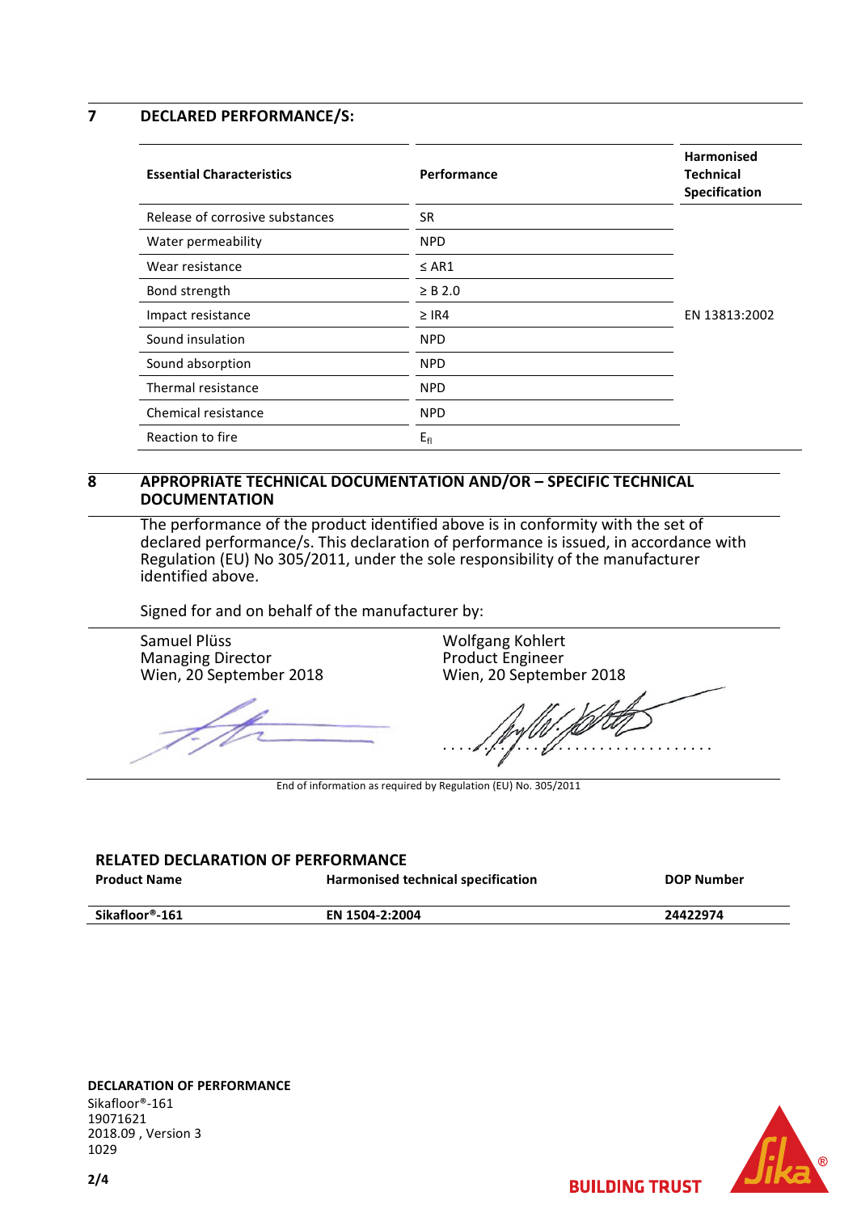## 7 DECLARED PERFORMANCE/S:

| Essential Characteristics | Performance | Harmonised Technical Specification |
|---|---|---|
| Release of corrosive substances | SR | EN 13813:2002 |
| Water permeability | NPD | |
| Wear resistance | ≤ AR1 | |
| Bond strength | ≥ B 2.0 | |
| Impact resistance | ≥ IR4 | |
| Sound insulation | NPD | |
| Sound absorption | NPD | |
| Thermal resistance | NPD | |
| Chemical resistance | NPD | |
| Reaction to fire | $E_{fl}$ | |

## 8 APPROPRIATE TECHNICAL DOCUMENTATION AND/OR – SPECIFIC TECHNICAL DOCUMENTATION

The performance of the product identified above is in conformity with the set of declared performance/s. This declaration of performance is issued, in accordance with Regulation (EU) No 305/2011, under the sole responsibility of the manufacturer identified above.

Signed for and on behalf of the manufacturer by:

Samuel Plüss
Managing Director
Wien, 20 September 2018

Wolfgang Kohlert
Product Engineer
Wien, 20 September 2018

End of information as required by Regulation (EU) No. 305/2011

### RELATED DECLARATION OF PERFORMANCE

| Product Name | Harmonised technical specification | DOP Number |
|---|---|---|
| **Sikafloor®-161** | **EN 1504-2:2004** | **24422974** |

**DECLARATION OF PERFORMANCE**
Sikafloor®-161
19071621
2018.09 , Version 3
1029

BUILDING TRUST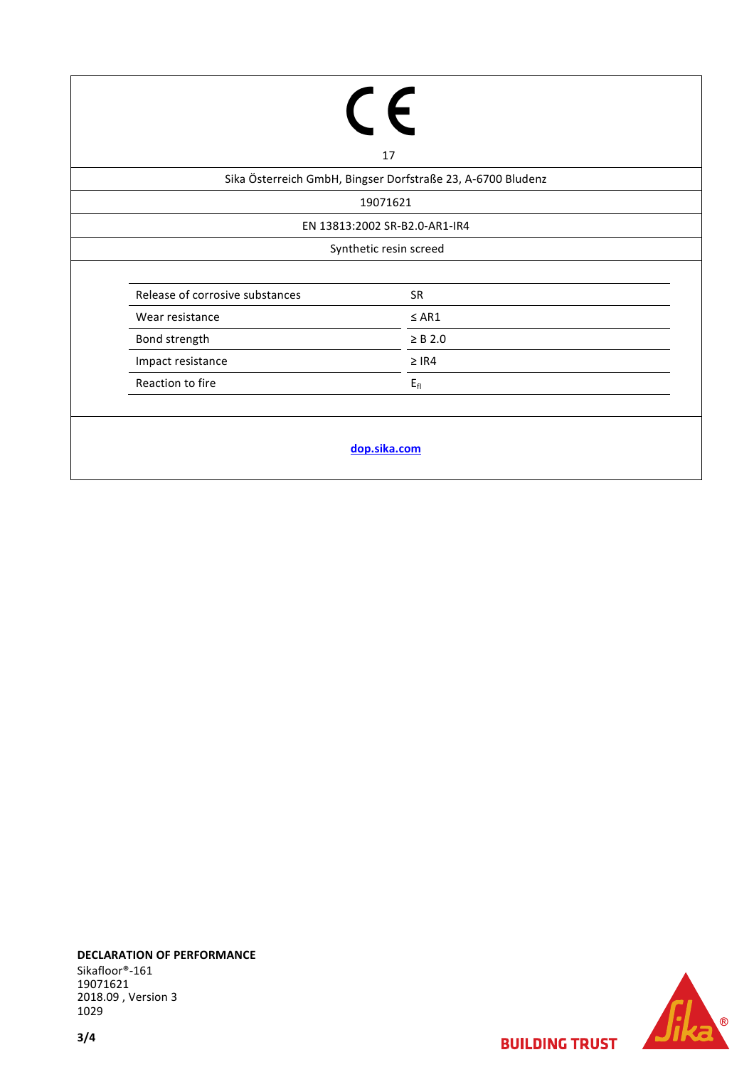CE

17

Sika Österreich GmbH, Bingser Dorfstraße 23, A-6700 Bludenz

19071621

EN 13813:2002 SR-B2.0-AR1-IR4

Synthetic resin screed

| Release of corrosive substances | SR |
|---|---|
| Wear resistance | ≤ AR1 |
| Bond strength | ≥ B 2.0 |
| Impact resistance | ≥ IR4 |
| Reaction to fire | $E_{fl}$ |

[dop.sika.com](http://dop.sika.com)

**DECLARATION OF PERFORMANCE**
Sikafloor®-161
19071621
2018.09 , Version 3
1029

BUILDING TRUST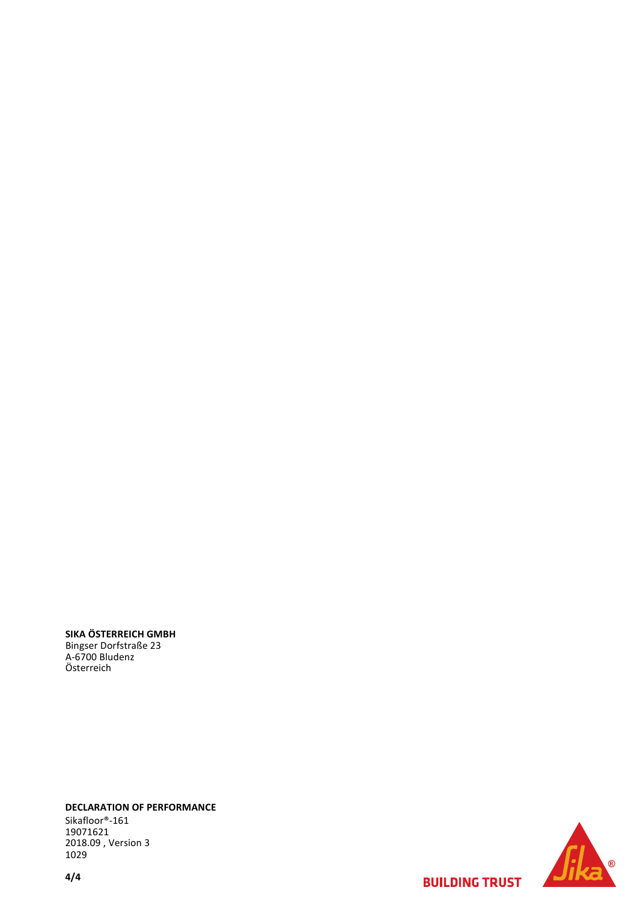**SIKA ÖSTERREICH GMBH**
Bingser Dorfstraße 23
A-6700 Bludenz
Österreich

**DECLARATION OF PERFORMANCE**
Sikafloor®-161
19071621
2018.09 , Version 3
1029

BUILDING TRUST